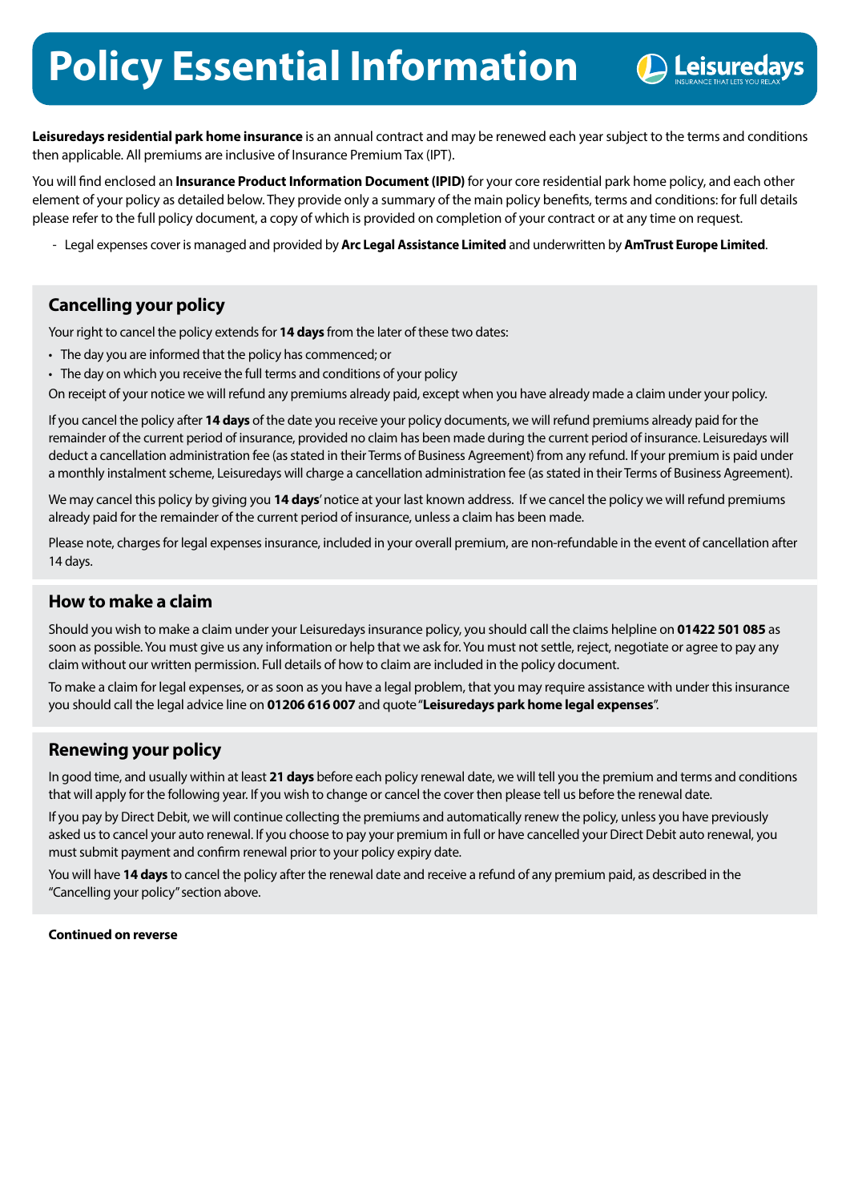# Policy Essential Information

**Leisuredays residential park home insurance** is an annual contract and may be renewed each year subject to the terms and conditions then applicable. All premiums are inclusive of Insurance Premium Tax (IPT).

You will find enclosed an **Insurance Product Information Document (IPID)** for your core residential park home policy, and each other element of your policy as detailed below. They provide only a summary of the main policy benefits, terms and conditions: for full details please refer to the full policy document, a copy of which is provided on completion of your contract or at any time on request.

- Legal expenses cover is managed and provided by **Arc Legal Assistance Limited** and underwritten by **AmTrust Europe Limited**.

## Cancelling your policy

Your right to cancel the policy extends for **14 days** from the later of these two dates:

- The day you are informed that the policy has commenced; or
- The day on which you receive the full terms and conditions of your policy

On receipt of your notice we will refund any premiums already paid, except when you have already made a claim under your policy.

If you cancel the policy after **14 days** of the date you receive your policy documents, we will refund premiums already paid for the remainder of the current period of insurance, provided no claim has been made during the current period of insurance. Leisuredays will deduct a cancellation administration fee (as stated in their Terms of Business Agreement) from any refund. If your premium is paid under a monthly instalment scheme, Leisuredays will charge a cancellation administration fee (as stated in their Terms of Business Agreement).

We may cancel this policy by giving you **14 days**' notice at your last known address. If we cancel the policy we will refund premiums already paid for the remainder of the current period of insurance, unless a claim has been made.

Please note, charges for legal expenses insurance, included in your overall premium, are non-refundable in the event of cancellation after 14 days.

## How to make a claim

Should you wish to make a claim under your Leisuredays insurance policy, you should call the claims helpline on **01422 501 085** as soon as possible. You must give us any information or help that we ask for. You must not settle, reject, negotiate or agree to pay any claim without our written permission. Full details of how to claim are included in the policy document.

To make a claim for legal expenses, or as soon as you have a legal problem, that you may require assistance with under this insurance you should call the legal advice line on **01206 616 007** and quote "**Leisuredays park home legal expenses**".

## Renewing your policy

In good time, and usually within at least **21 days** before each policy renewal date, we will tell you the premium and terms and conditions that will apply for the following year. If you wish to change or cancel the cover then please tell us before the renewal date.

If you pay by Direct Debit, we will continue collecting the premiums and automatically renew the policy, unless you have previously asked us to cancel your auto renewal. If you choose to pay your premium in full or have cancelled your Direct Debit auto renewal, you must submit payment and confirm renewal prior to your policy expiry date.

You will have **14 days** to cancel the policy after the renewal date and receive a refund of any premium paid, as described in the "Cancelling your policy" section above.

**Continued on reverse**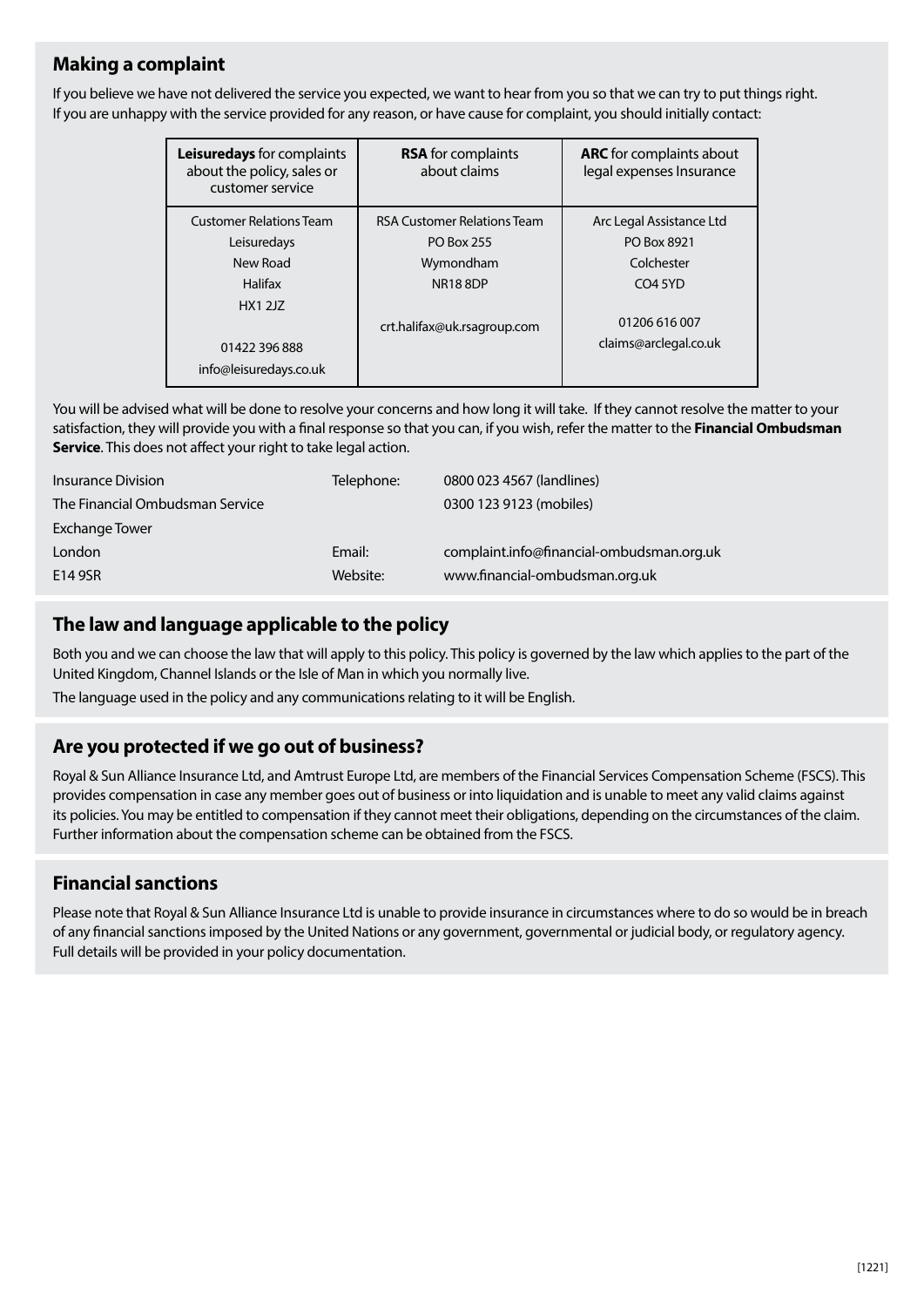## Making a complaint

If you believe we have not delivered the service you expected, we want to hear from you so that we can try to put things right. If you are unhappy with the service provided for any reason, or have cause for complaint, you should initially contact:

| **Leisuredays** for complaints about the policy, sales or customer service | **RSA** for complaints about claims | **ARC** for complaints about legal expenses Insurance |
|---|---|---|
| Customer Relations Team<br>Leisuredays<br>New Road<br>Halifax<br>HX1 2JZ<br><br>01422 396 888<br>info@leisuredays.co.uk | RSA Customer Relations Team<br>PO Box 255<br>Wymondham<br>NR18 8DP<br><br>crt.halifax@uk.rsagroup.com | Arc Legal Assistance Ltd<br>PO Box 8921<br>Colchester<br>CO4 5YD<br><br>01206 616 007<br>claims@arclegal.co.uk |

You will be advised what will be done to resolve your concerns and how long it will take. If they cannot resolve the matter to your satisfaction, they will provide you with a final response so that you can, if you wish, refer the matter to the **Financial Ombudsman Service**. This does not affect your right to take legal action.

| | | |
|---|---|---|
| Insurance Division | Telephone: | 0800 023 4567 (landlines) |
| The Financial Ombudsman Service | | 0300 123 9123 (mobiles) |
| Exchange Tower | | |
| London | Email: | complaint.info@financial-ombudsman.org.uk |
| E14 9SR | Website: | www.financial-ombudsman.org.uk |

## The law and language applicable to the policy

Both you and we can choose the law that will apply to this policy. This policy is governed by the law which applies to the part of the United Kingdom, Channel Islands or the Isle of Man in which you normally live.

The language used in the policy and any communications relating to it will be English.

## Are you protected if we go out of business?

Royal & Sun Alliance Insurance Ltd, and Amtrust Europe Ltd, are members of the Financial Services Compensation Scheme (FSCS). This provides compensation in case any member goes out of business or into liquidation and is unable to meet any valid claims against its policies. You may be entitled to compensation if they cannot meet their obligations, depending on the circumstances of the claim. Further information about the compensation scheme can be obtained from the FSCS.

## Financial sanctions

Please note that Royal & Sun Alliance Insurance Ltd is unable to provide insurance in circumstances where to do so would be in breach of any financial sanctions imposed by the United Nations or any government, governmental or judicial body, or regulatory agency. Full details will be provided in your policy documentation.

[1221]